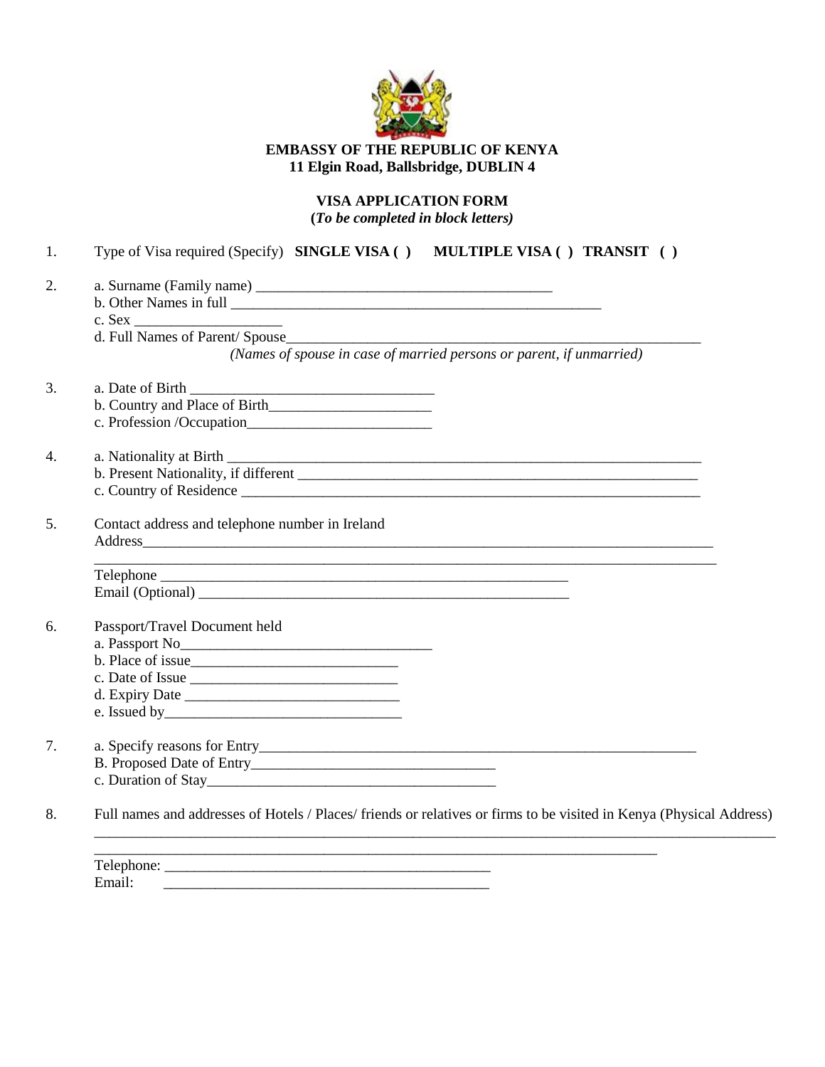**EMBASSY OF THE REPUBLIC OF KENYA**
**11 Elgin Road, Ballsbridge, DUBLIN 4**

## VISA APPLICATION FORM

**(*To be completed in block letters)***

1. Type of Visa required (Specify) **SINGLE VISA ( )** **MULTIPLE VISA ( )** **TRANSIT ( )**

2. a. Surname (Family name) ________________________________________
   b. Other Names in full __________________________________________________
   c. Sex ____________________
   d. Full Names of Parent/ Spouse________________________________________________________
   *(Names of spouse in case of married persons or parent, if unmarried)*

3. a. Date of Birth _________________________________
   b. Country and Place of Birth_____________________
   c. Profession /Occupation________________________

4. a. Nationality at Birth _________________________________________________________________
   b. Present Nationality, if different ___________________________________________________________
   c. Country of Residence ____________________________________________________________

5. Contact address and telephone number in Ireland
   Address________________________________________________________________________________
   ______________________________________________________________________________________
   Telephone _______________________________________________________
   Email (Optional) ________________________________________________

6. Passport/Travel Document held
   a. Passport No__________________________________
   b. Place of issue____________________________
   c. Date of Issue ____________________________
   d. Expiry Date _____________________________
   e. Issued by________________________________

7. a. Specify reasons for Entry____________________________________________________________
   B. Proposed Date of Entry________________________________
   c. Duration of Stay_______________________________________

8. Full names and addresses of Hotels / Places/ friends or relatives or firms to be visited in Kenya (Physical Address)
   ______________________________________________________________________________________________
   ____________________________________________________________________________
   Telephone: ____________________________________________
   Email: ____________________________________________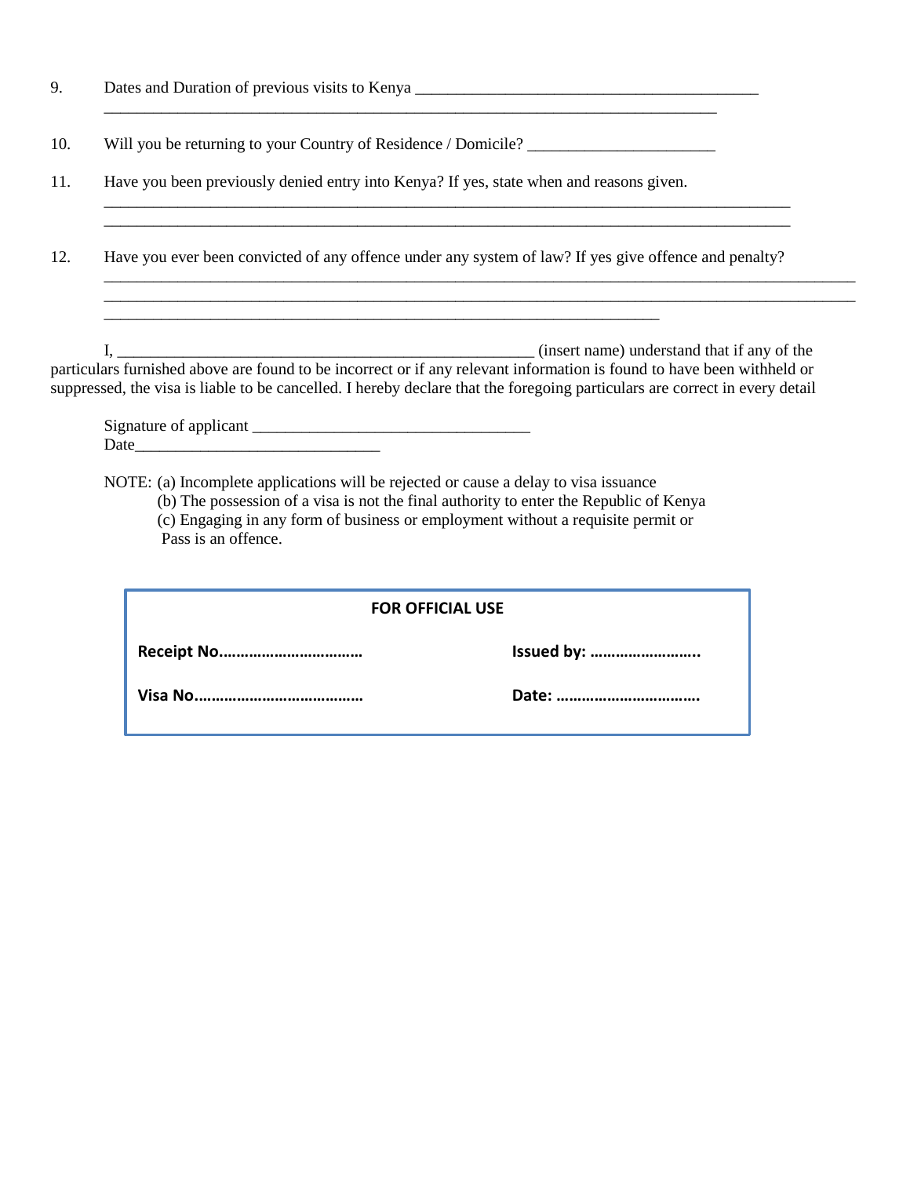9. Dates and Duration of previous visits to Kenya ___________________________________________
_____________________________________________________________________________

10. Will you be returning to your Country of Residence / Domicile? ______________________

11. Have you been previously denied entry into Kenya? If yes, state when and reasons given.
_____________________________________________________________________________
_____________________________________________________________________________

12. Have you ever been convicted of any offence under any system of law? If yes give offence and penalty?
_____________________________________________________________________________
_____________________________________________________________________________
_____________________________________________________________________

I, ____________________________________________________ (insert name) understand that if any of the particulars furnished above are found to be incorrect or if any relevant information is found to have been withheld or suppressed, the visa is liable to be cancelled. I hereby declare that the foregoing particulars are correct in every detail

Signature of applicant __________________________________
Date______________________________

NOTE: (a) Incomplete applications will be rejected or cause a delay to visa issuance
(b) The possession of a visa is not the final authority to enter the Republic of Kenya
(c) Engaging in any form of business or employment without a requisite permit or Pass is an offence.

| FOR OFFICIAL USE | |
|---|---|
| **Receipt No……………………………** | **Issued by: ……………………..** |
| **Visa No…………………………………** | **Date: ……………………………** |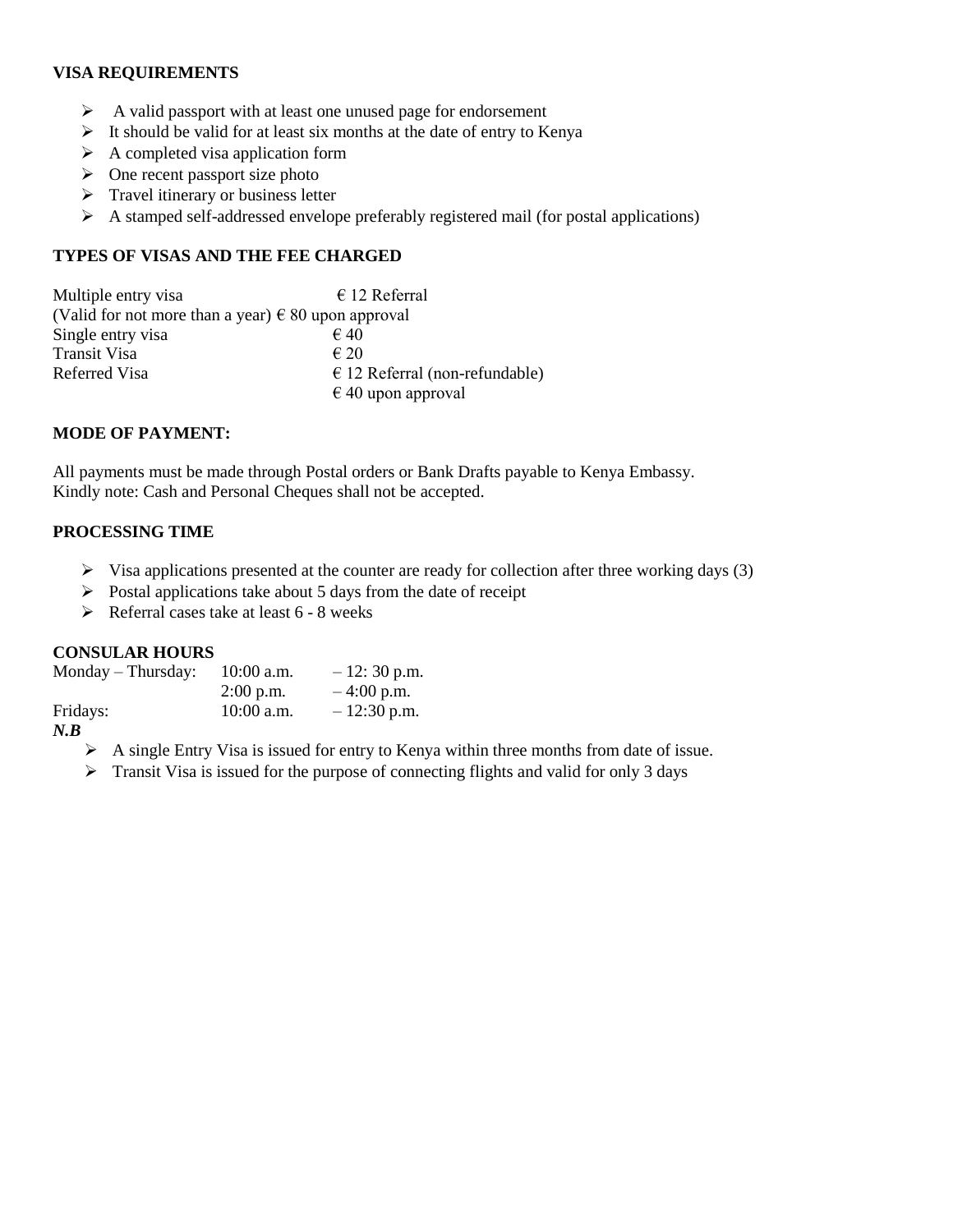**VISA REQUIREMENTS**

- A valid passport with at least one unused page for endorsement
- It should be valid for at least six months at the date of entry to Kenya
- A completed visa application form
- One recent passport size photo
- Travel itinerary or business letter
- A stamped self-addressed envelope preferably registered mail (for postal applications)

**TYPES OF VISAS AND THE FEE CHARGED**

| | |
|---|---|
| Multiple entry visa | € 12 Referral |
| (Valid for not more than a year) | € 80 upon approval |
| Single entry visa | € 40 |
| Transit Visa | € 20 |
| Referred Visa | € 12 Referral (non-refundable) |
| | € 40 upon approval |

**MODE OF PAYMENT:**

All payments must be made through Postal orders or Bank Drafts payable to Kenya Embassy.
Kindly note: Cash and Personal Cheques shall not be accepted.

**PROCESSING TIME**

- Visa applications presented at the counter are ready for collection after three working days (3)
- Postal applications take about 5 days from the date of receipt
- Referral cases take at least 6 - 8 weeks

**CONSULAR HOURS**

| | | |
|---|---|---|
| Monday – Thursday: | 10:00 a.m. | – 12: 30 p.m. |
| | 2:00 p.m. | – 4:00 p.m. |
| Fridays: | 10:00 a.m. | – 12:30 p.m. |

***N.B***

- A single Entry Visa is issued for entry to Kenya within three months from date of issue.
- Transit Visa is issued for the purpose of connecting flights and valid for only 3 days